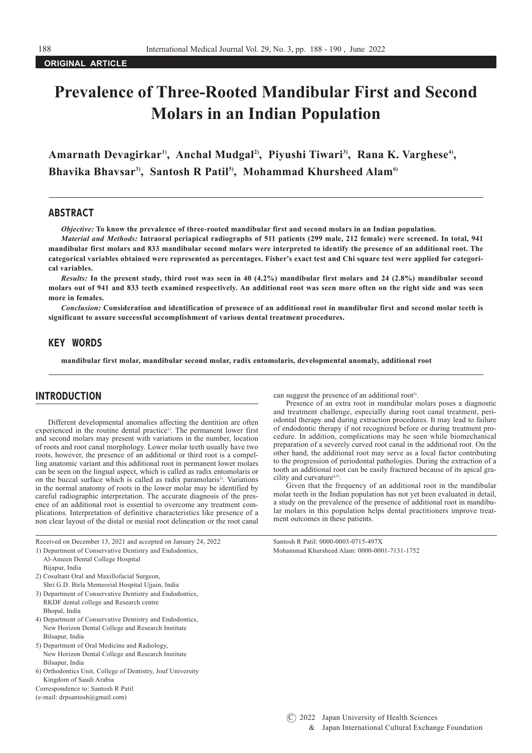**ORIGINAL ARTICLE**

# Prevalence of Three-Rooted Mandibular First and Second Molars in an Indian Population

**Amarnath Devagirkar[1], Anchal Mudgal[2], Piyushi Tiwari[3], Rana K. Varghese[4], Bhavika Bhavsar[3], Santosh R Patil[5], Mohammad Khursheed Alam[6]**

## ABSTRACT

***Objective:*** **To know the prevalence of three-rooted mandibular first and second molars in an Indian population.**

***Material and Methods:*** **Intraoral periapical radiographs of 511 patients (299 male, 212 female) were screened. In total, 941 mandibular first molars and 833 mandibular second molars were interpreted to identify the presence of an additional root. The categorical variables obtained were represented as percentages. Fisher's exact test and Chi square test were applied for categorical variables.**

***Results:*** **In the present study, third root was seen in 40 (4.2%) mandibular first molars and 24 (2.8%) mandibular second molars out of 941 and 833 teeth examined respectively. An additional root was seen more often on the right side and was seen more in females.**

***Conclusion:*** **Consideration and identification of presence of an additional root in mandibular first and second molar teeth is significant to assure successful accomplishment of various dental treatment procedures.**

## KEY WORDS

**mandibular first molar, mandibular second molar, radix entomolaris, developmental anomaly, additional root**

## INTRODUCTION

Different developmental anomalies affecting the dentition are often experienced in the routine dental practice[1]. The permanent lower first and second molars may present with variations in the number, location of roots and root canal morphology. Lower molar teeth usually have two roots, however, the presence of an additional or third root is a compelling anatomic variant and this additional root in permanent lower molars can be seen on the lingual aspect, which is called as radix entomolaris or on the buccal surface which is called as radix paramolaris[2]. Variations in the normal anatomy of roots in the lower molar may be identified by careful radiographic interpretation. The accurate diagnosis of the presence of an additional root is essential to overcome any treatment complications. Interpretation of definitive characteristics like presence of a non clear layout of the distal or mesial root delineation or the root canal can suggest the presence of an additional root[3].

Presence of an extra root in mandibular molars poses a diagnostic and treatment challenge, especially during root canal treatment, periodontal therapy and during extraction procedures. It may lead to failure of endodontic therapy if not recognized before or during treatment procedure. In addition, complications may be seen while biomechanical preparation of a severely curved root canal in the additional root. On the other hand, the additional root may serve as a local factor contributing to the progression of periodontal pathologies. During the extraction of a tooth an additional root can be easily fractured because of its apical gracility and curvature[4,5].

Given that the frequency of an additional root in the mandibular molar teeth in the Indian population has not yet been evaluated in detail, a study on the prevalence of the presence of additional root in mandibular molars in this population helps dental practitioners improve treatment outcomes in these patients.

Received on December 13, 2021 and accepted on January 24, 2022

1) Department of Conservative Dentistry and Endodontics, Al-Ameen Dental College Hospital Bijapur, India
2) Cosultant Oral and Maxillofacial Surgeon, Shri G.D. Birla Memeorial Hospital Ujjain, India
3) Department of Conservative Dentistry and Endodontics, RKDF dental college and Research centre Bhopal, India
4) Department of Conservative Dentistry and Endodontics, New Horizon Dental College and Research Institute Bilsapur, India
5) Department of Oral Medicine and Radiology, New Horizon Dental College and Research Institute Bilsapur, India
6) Orthodontics Unit, College of Dentistry, Jouf University Kingdom of Saudi Arabia

Correspondence to: Santosh R Patil (e-mail: drpsantosh@gmail.com)

Santosh R Patil: 0000-0003-0715-497X
Mohammad Khursheed Alam: 0000-0001-7131-1752

© 2022 Japan University of Health Sciences & Japan International Cultural Exchange Foundation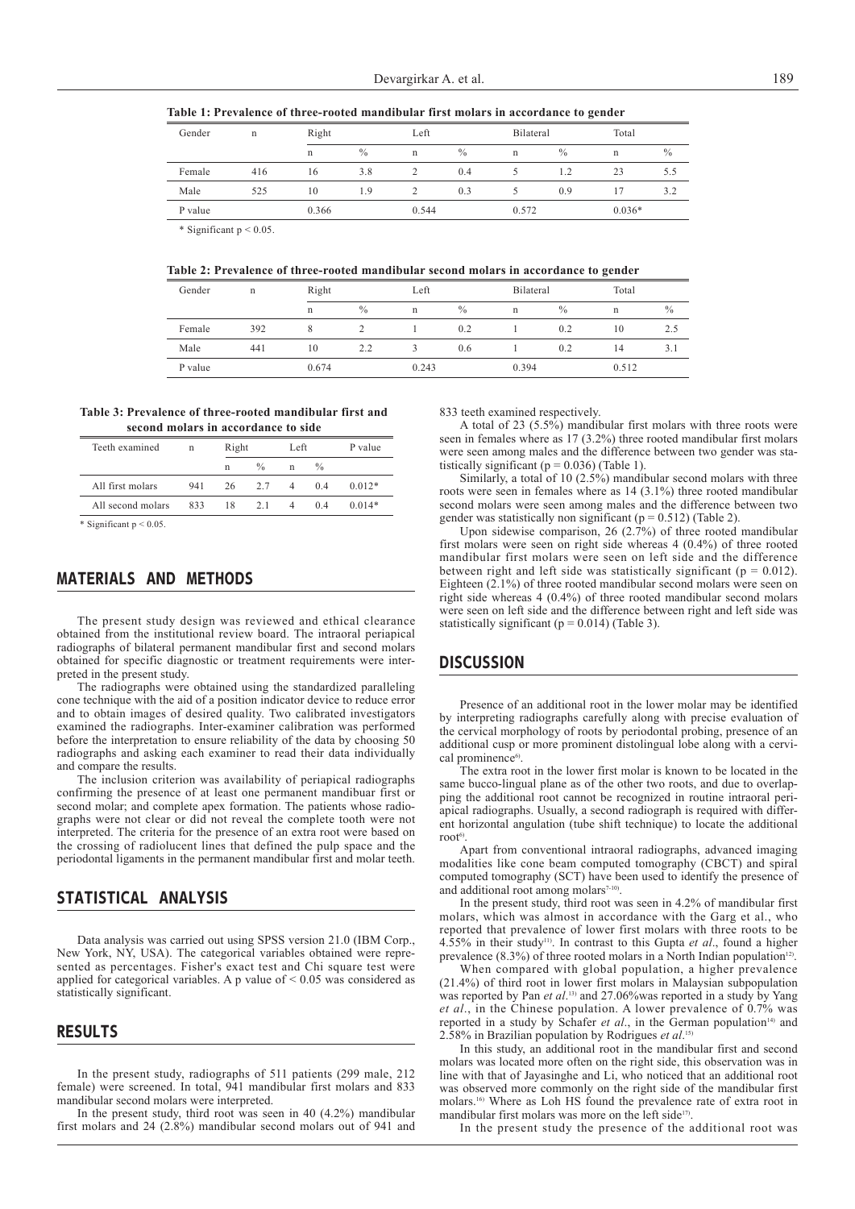**Table 1: Prevalence of three-rooted mandibular first molars in accordance to gender**

| Gender | n | Right | | Left | | Bilateral | | Total | |
|---|---|---|---|---|---|---|---|---|---|
| | | n | % | n | % | n | % | n | % |
| Female | 416 | 16 | 3.8 | 2 | 0.4 | 5 | 1.2 | 23 | 5.5 |
| Male | 525 | 10 | 1.9 | 2 | 0.3 | 5 | 0.9 | 17 | 3.2 |
| P value | | 0.366 | | 0.544 | | 0.572 | | 0.036* | |

* Significant $p < 0.05$.

**Table 2: Prevalence of three-rooted mandibular second molars in accordance to gender**

| Gender | n | Right | | Left | | Bilateral | | Total | |
|---|---|---|---|---|---|---|---|---|---|
| | | n | % | n | % | n | % | n | % |
| Female | 392 | 8 | 2 | 1 | 0.2 | 1 | 0.2 | 10 | 2.5 |
| Male | 441 | 10 | 2.2 | 3 | 0.6 | 1 | 0.2 | 14 | 3.1 |
| P value | | 0.674 | | 0.243 | | 0.394 | | 0.512 | |

**Table 3: Prevalence of three-rooted mandibular first and second molars in accordance to side**

| Teeth examined | n | Right | | Left | | P value |
|---|---|---|---|---|---|---|
| | | n | % | n | % | |
| All first molars | 941 | 26 | 2.7 | 4 | 0.4 | 0.012* |
| All second molars | 833 | 18 | 2.1 | 4 | 0.4 | 0.014* |

* Significant $p < 0.05$.

## MATERIALS AND METHODS

The present study design was reviewed and ethical clearance obtained from the institutional review board. The intraoral periapical radiographs of bilateral permanent mandibular first and second molars obtained for specific diagnostic or treatment requirements were interpreted in the present study.

The radiographs were obtained using the standardized paralleling cone technique with the aid of a position indicator device to reduce error and to obtain images of desired quality. Two calibrated investigators examined the radiographs. Inter-examiner calibration was performed before the interpretation to ensure reliability of the data by choosing 50 radiographs and asking each examiner to read their data individually and compare the results.

The inclusion criterion was availability of periapical radiographs confirming the presence of at least one permanent mandibuar first or second molar; and complete apex formation. The patients whose radiographs were not clear or did not reveal the complete tooth were not interpreted. The criteria for the presence of an extra root were based on the crossing of radiolucent lines that defined the pulp space and the periodontal ligaments in the permanent mandibular first and molar teeth.

## STATISTICAL ANALYSIS

Data analysis was carried out using SPSS version 21.0 (IBM Corp., New York, NY, USA). The categorical variables obtained were represented as percentages. Fisher's exact test and Chi square test were applied for categorical variables. A p value of $< 0.05$ was considered as statistically significant.

## RESULTS

In the present study, radiographs of 511 patients (299 male, 212 female) were screened. In total, 941 mandibular first molars and 833 mandibular second molars were interpreted.

In the present study, third root was seen in 40 (4.2%) mandibular first molars and 24 (2.8%) mandibular second molars out of 941 and 833 teeth examined respectively.

A total of 23 (5.5%) mandibular first molars with three roots were seen in females where as 17 (3.2%) three rooted mandibular first molars were seen among males and the difference between two gender was statistically significant ($p = 0.036$) (Table 1).

Similarly, a total of 10 (2.5%) mandibular second molars with three roots were seen in females where as 14 (3.1%) three rooted mandibular second molars were seen among males and the difference between two gender was statistically non significant ($p = 0.512$) (Table 2).

Upon sidewise comparison, 26 (2.7%) of three rooted mandibular first molars were seen on right side whereas 4 (0.4%) of three rooted mandibular first molars were seen on left side and the difference between right and left side was statistically significant ($p = 0.012$). Eighteen (2.1%) of three rooted mandibular second molars were seen on right side whereas 4 (0.4%) of three rooted mandibular second molars were seen on left side and the difference between right and left side was statistically significant ($p = 0.014$) (Table 3).

## DISCUSSION

Presence of an additional root in the lower molar may be identified by interpreting radiographs carefully along with precise evaluation of the cervical morphology of roots by periodontal probing, presence of an additional cusp or more prominent distolingual lobe along with a cervical prominence[6].

The extra root in the lower first molar is known to be located in the same bucco-lingual plane as of the other two roots, and due to overlapping the additional root cannot be recognized in routine intraoral periapical radiographs. Usually, a second radiograph is required with different horizontal angulation (tube shift technique) to locate the additional root[6].

Apart from conventional intraoral radiographs, advanced imaging modalities like cone beam computed tomography (CBCT) and spiral computed tomography (SCT) have been used to identify the presence of and additional root among molars[7-10].

In the present study, third root was seen in 4.2% of mandibular first molars, which was almost in accordance with the Garg et al., who reported that prevalence of lower first molars with three roots to be 4.55% in their study[11]. In contrast to this Gupta *et al*., found a higher prevalence (8.3%) of three rooted molars in a North Indian population[12].

When compared with global population, a higher prevalence (21.4%) of third root in lower first molars in Malaysian subpopulation was reported by Pan *et al*.[13] and 27.06%was reported in a study by Yang *et al*., in the Chinese population. A lower prevalence of 0.7% was reported in a study by Schafer et al., in the German population[14] and 2.58% in Brazilian population by Rodrigues *et al*.[15]

In this study, an additional root in the mandibular first and second molars was located more often on the right side, this observation was in line with that of Jayasinghe and Li, who noticed that an additional root was observed more commonly on the right side of the mandibular first molars.[16] Where as Loh HS found the prevalence rate of extra root in mandibular first molars was more on the left side[17].

In the present study the presence of the additional root was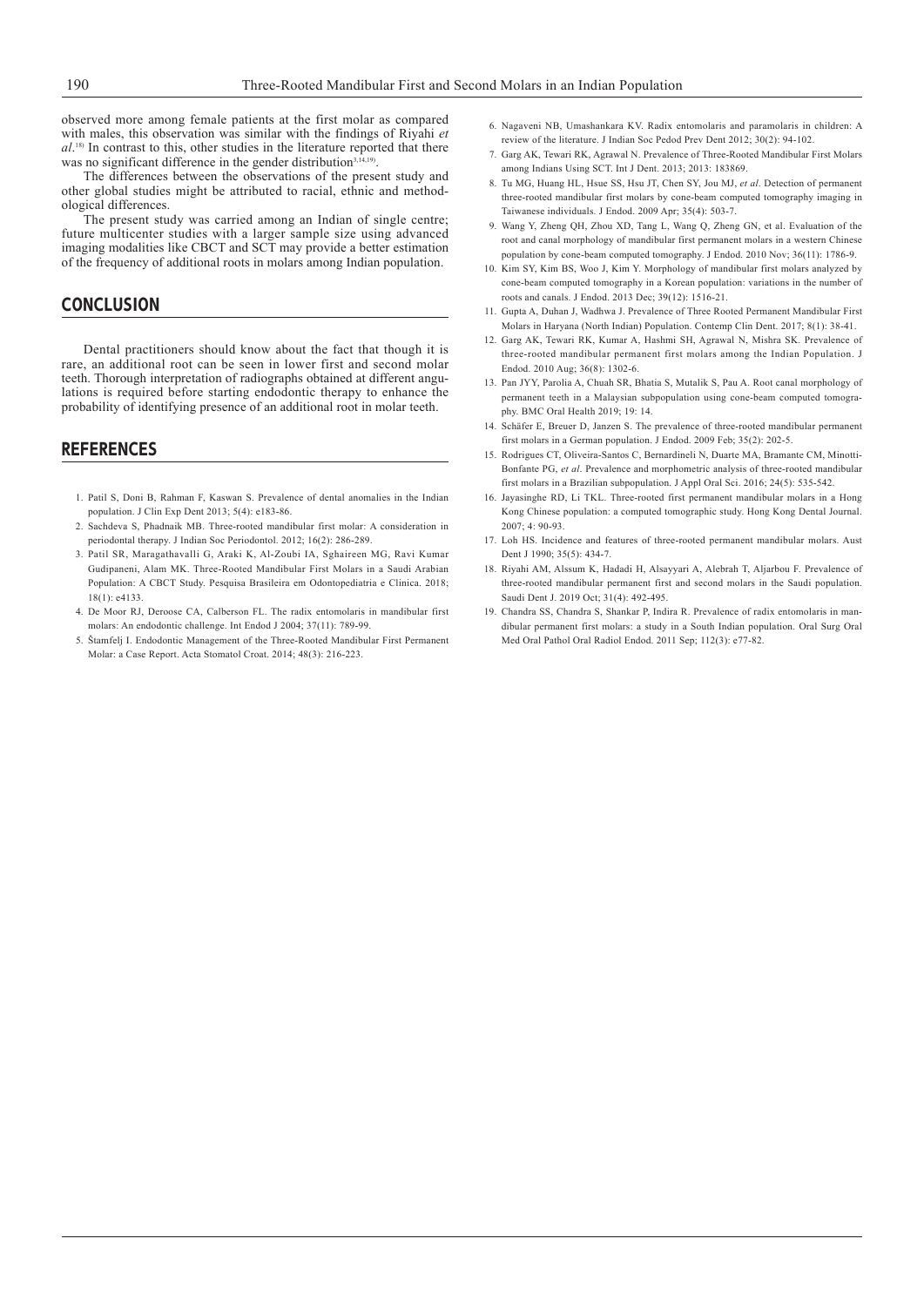observed more among female patients at the first molar as compared with males, this observation was similar with the findings of Riyahi *et al*.[18] In contrast to this, other studies in the literature reported that there was no significant difference in the gender distribution[3,14,19].

The differences between the observations of the present study and other global studies might be attributed to racial, ethnic and methodological differences.

The present study was carried among an Indian of single centre; future multicenter studies with a larger sample size using advanced imaging modalities like CBCT and SCT may provide a better estimation of the frequency of additional roots in molars among Indian population.

## CONCLUSION

Dental practitioners should know about the fact that though it is rare, an additional root can be seen in lower first and second molar teeth. Thorough interpretation of radiographs obtained at different angulations is required before starting endodontic therapy to enhance the probability of identifying presence of an additional root in molar teeth.

## REFERENCES

1. Patil S, Doni B, Rahman F, Kaswan S. Prevalence of dental anomalies in the Indian population. J Clin Exp Dent 2013; 5(4): e183-86.
2. Sachdeva S, Phadnaik MB. Three-rooted mandibular first molar: A consideration in periodontal therapy. J Indian Soc Periodontol. 2012; 16(2): 286-289.
3. Patil SR, Maragathavalli G, Araki K, Al-Zoubi IA, Sghaireen MG, Ravi Kumar Gudipaneni, Alam MK. Three-Rooted Mandibular First Molars in a Saudi Arabian Population: A CBCT Study. Pesquisa Brasileira em Odontopediatria e Clinica. 2018; 18(1): e4133.
4. De Moor RJ, Deroose CA, Calberson FL. The radix entomolaris in mandibular first molars: An endodontic challenge. Int Endod J 2004; 37(11): 789-99.
5. Štamfelj I. Endodontic Management of the Three-Rooted Mandibular First Permanent Molar: a Case Report. Acta Stomatol Croat. 2014; 48(3): 216-223.
6. Nagaveni NB, Umashankara KV. Radix entomolaris and paramolaris in children: A review of the literature. J Indian Soc Pedod Prev Dent 2012; 30(2): 94-102.
7. Garg AK, Tewari RK, Agrawal N. Prevalence of Three-Rooted Mandibular First Molars among Indians Using SCT. Int J Dent. 2013; 2013: 183869.
8. Tu MG, Huang HL, Hsue SS, Hsu JT, Chen SY, Jou MJ, *et al*. Detection of permanent three-rooted mandibular first molars by cone-beam computed tomography imaging in Taiwanese individuals. J Endod. 2009 Apr; 35(4): 503-7.
9. Wang Y, Zheng QH, Zhou XD, Tang L, Wang Q, Zheng GN, et al. Evaluation of the root and canal morphology of mandibular first permanent molars in a western Chinese population by cone-beam computed tomography. J Endod. 2010 Nov; 36(11): 1786-9.
10. Kim SY, Kim BS, Woo J, Kim Y. Morphology of mandibular first molars analyzed by cone-beam computed tomography in a Korean population: variations in the number of roots and canals. J Endod. 2013 Dec; 39(12): 1516-21.
11. Gupta A, Duhan J, Wadhwa J. Prevalence of Three Rooted Permanent Mandibular First Molars in Haryana (North Indian) Population. Contemp Clin Dent. 2017; 8(1): 38-41.
12. Garg AK, Tewari RK, Kumar A, Hashmi SH, Agrawal N, Mishra SK. Prevalence of three-rooted mandibular permanent first molars among the Indian Population. J Endod. 2010 Aug; 36(8): 1302-6.
13. Pan JYY, Parolia A, Chuah SR, Bhatia S, Mutalik S, Pau A. Root canal morphology of permanent teeth in a Malaysian subpopulation using cone-beam computed tomography. BMC Oral Health 2019; 19: 14.
14. Schäfer E, Breuer D, Janzen S. The prevalence of three-rooted mandibular permanent first molars in a German population. J Endod. 2009 Feb; 35(2): 202-5.
15. Rodrigues CT, Oliveira-Santos C, Bernardineli N, Duarte MA, Bramante CM, Minotti-Bonfante PG, *et al*. Prevalence and morphometric analysis of three-rooted mandibular first molars in a Brazilian subpopulation. J Appl Oral Sci. 2016; 24(5): 535-542.
16. Jayasinghe RD, Li TKL. Three-rooted first permanent mandibular molars in a Hong Kong Chinese population: a computed tomographic study. Hong Kong Dental Journal. 2007; 4: 90-93.
17. Loh HS. Incidence and features of three-rooted permanent mandibular molars. Aust Dent J 1990; 35(5): 434-7.
18. Riyahi AM, Alssum K, Hadadi H, Alsayyari A, Alebrah T, Aljarbou F. Prevalence of three-rooted mandibular permanent first and second molars in the Saudi population. Saudi Dent J. 2019 Oct; 31(4): 492-495.
19. Chandra SS, Chandra S, Shankar P, Indira R. Prevalence of radix entomolaris in mandibular permanent first molars: a study in a South Indian population. Oral Surg Oral Med Oral Pathol Oral Radiol Endod. 2011 Sep; 112(3): e77-82.